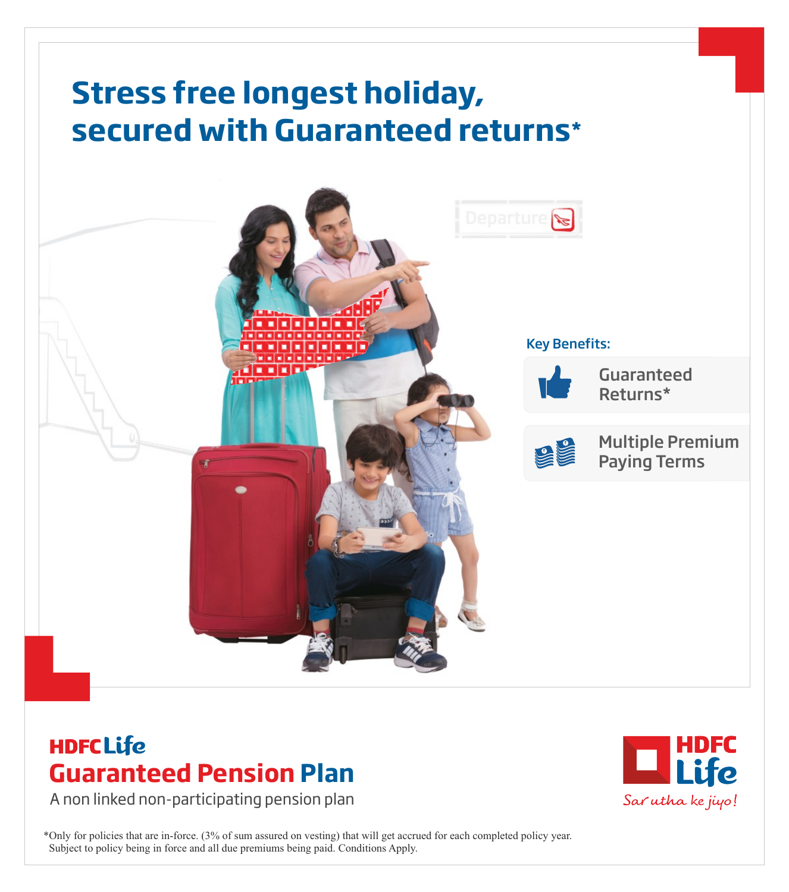# Stress free longest holiday, secured with Guaranteed returns*

Departure

**Key Benefits:**

- Guaranteed Returns*
- Multiple Premium Paying Terms

## HDFC Life Guaranteed Pension Plan

A non linked non-participating pension plan

HDFC Life

*Sar utha ke jiyo!*

*Only for policies that are in-force. (3% of sum assured on vesting) that will get accrued for each completed policy year. Subject to policy being in force and all due premiums being paid. Conditions Apply.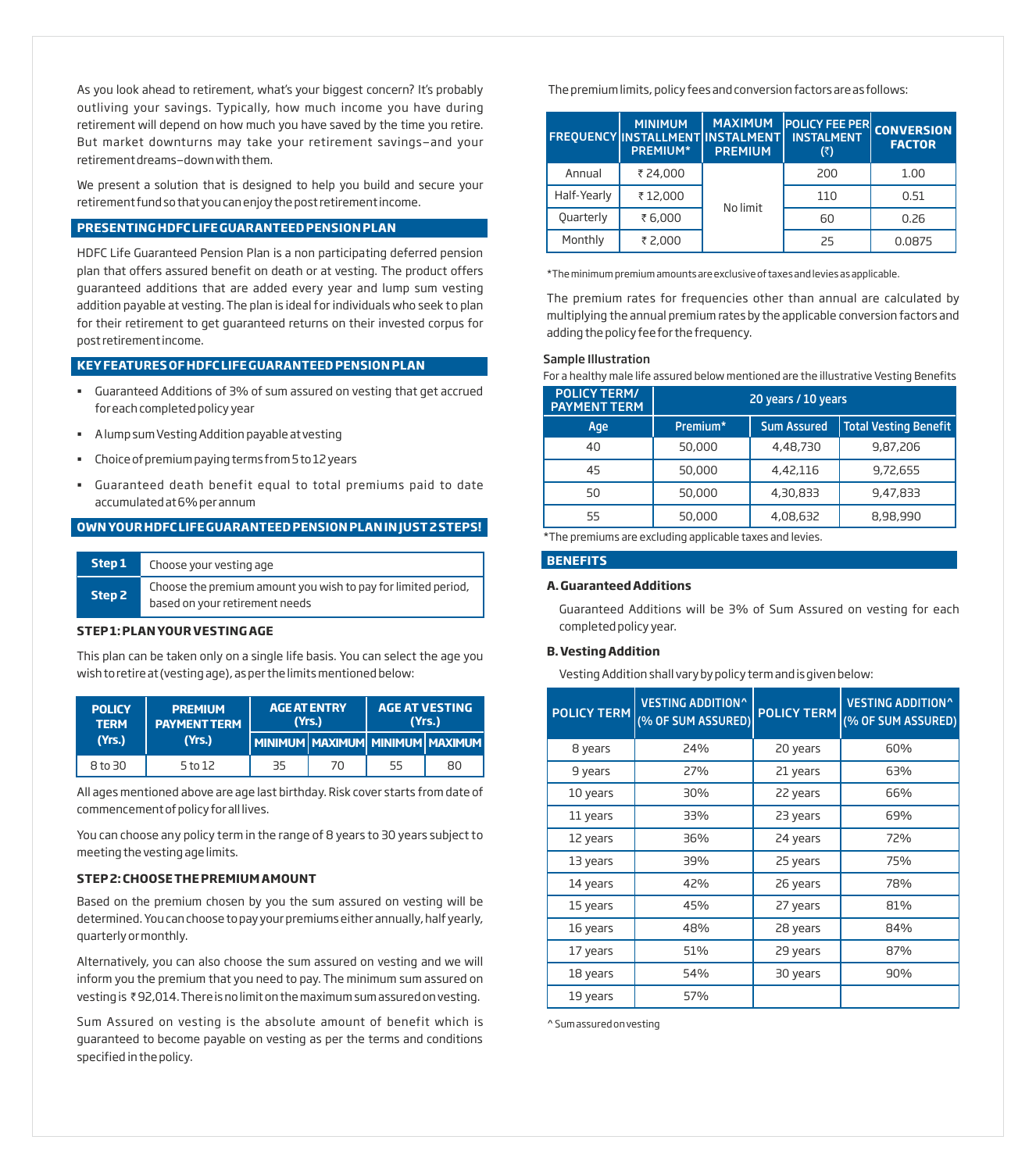As you look ahead to retirement, what's your biggest concern? It's probably outliving your savings. Typically, how much income you have during retirement will depend on how much you have saved by the time you retire. But market downturns may take your retirement savings–and your retirement dreams–down with them.

We present a solution that is designed to help you build and secure your retirement fund so that you can enjoy the post retirement income.

## PRESENTING HDFC LIFE GUARANTEED PENSION PLAN

HDFC Life Guaranteed Pension Plan is a non participating deferred pension plan that offers assured benefit on death or at vesting. The product offers guaranteed additions that are added every year and lump sum vesting addition payable at vesting. The plan is ideal for individuals who seek to plan for their retirement to get guaranteed returns on their invested corpus for post retirement income.

## KEY FEATURES OF HDFC LIFE GUARANTEED PENSION PLAN

- Guaranteed Additions of 3% of sum assured on vesting that get accrued for each completed policy year
- A lump sum Vesting Addition payable at vesting
- Choice of premium paying terms from 5 to 12 years
- Guaranteed death benefit equal to total premiums paid to date accumulated at 6% per annum

## OWN YOUR HDFC LIFE GUARANTEED PENSION PLAN IN JUST 2 STEPS!

| | |
|---|---|
| **Step 1** | Choose your vesting age |
| **Step 2** | Choose the premium amount you wish to pay for limited period, based on your retirement needs |

### STEP 1: PLAN YOUR VESTING AGE

This plan can be taken only on a single life basis. You can select the age you wish to retire at (vesting age), as per the limits mentioned below:

| POLICY TERM (Yrs.) | PREMIUM PAYMENT TERM (Yrs.) | AGE AT ENTRY (Yrs.) | | AGE AT VESTING (Yrs.) | |
|---|---|---|---|---|---|
| | | MINIMUM | MAXIMUM | MINIMUM | MAXIMUM |
| 8 to 30 | 5 to 12 | 35 | 70 | 55 | 80 |

All ages mentioned above are age last birthday. Risk cover starts from date of commencement of policy for all lives.

You can choose any policy term in the range of 8 years to 30 years subject to meeting the vesting age limits.

### STEP 2: CHOOSE THE PREMIUM AMOUNT

Based on the premium chosen by you the sum assured on vesting will be determined. You can choose to pay your premiums either annually, half yearly, quarterly or monthly.

Alternatively, you can also choose the sum assured on vesting and we will inform you the premium that you need to pay. The minimum sum assured on vesting is ₹ 92,014. There is no limit on the maximum sum assured on vesting.

Sum Assured on vesting is the absolute amount of benefit which is guaranteed to become payable on vesting as per the terms and conditions specified in the policy.

The premium limits, policy fees and conversion factors are as follows:

| FREQUENCY | MINIMUM INSTALLMENT PREMIUM* | MAXIMUM INSTALMENT PREMIUM | POLICY FEE PER INSTALMENT (₹) | CONVERSION FACTOR |
|---|---|---|---|---|
| Annual | ₹ 24,000 | No limit | 200 | 1.00 |
| Half-Yearly | ₹ 12,000 | | 110 | 0.51 |
| Quarterly | ₹ 6,000 | | 60 | 0.26 |
| Monthly | ₹ 2,000 | | 25 | 0.0875 |

*The minimum premium amounts are exclusive of taxes and levies as applicable.

The premium rates for frequencies other than annual are calculated by multiplying the annual premium rates by the applicable conversion factors and adding the policy fee for the frequency.

**Sample Illustration**

For a healthy male life assured below mentioned are the illustrative Vesting Benefits

| POLICY TERM/ PAYMENT TERM | 20 years / 10 years | | |
|---|---|---|---|
| Age | Premium* | Sum Assured | Total Vesting Benefit |
| 40 | 50,000 | 4,48,730 | 9,87,206 |
| 45 | 50,000 | 4,42,116 | 9,72,655 |
| 50 | 50,000 | 4,30,833 | 9,47,833 |
| 55 | 50,000 | 4,08,632 | 8,98,990 |

*The premiums are excluding applicable taxes and levies.

## BENEFITS

### A. Guaranteed Additions

Guaranteed Additions will be 3% of Sum Assured on vesting for each completed policy year.

### B. Vesting Addition

Vesting Addition shall vary by policy term and is given below:

| POLICY TERM | VESTING ADDITION^ (% OF SUM ASSURED) | POLICY TERM | VESTING ADDITION^ (% OF SUM ASSURED) |
|---|---|---|---|
| 8 years | 24% | 20 years | 60% |
| 9 years | 27% | 21 years | 63% |
| 10 years | 30% | 22 years | 66% |
| 11 years | 33% | 23 years | 69% |
| 12 years | 36% | 24 years | 72% |
| 13 years | 39% | 25 years | 75% |
| 14 years | 42% | 26 years | 78% |
| 15 years | 45% | 27 years | 81% |
| 16 years | 48% | 28 years | 84% |
| 17 years | 51% | 29 years | 87% |
| 18 years | 54% | 30 years | 90% |
| 19 years | 57% | | |

^ Sum assured on vesting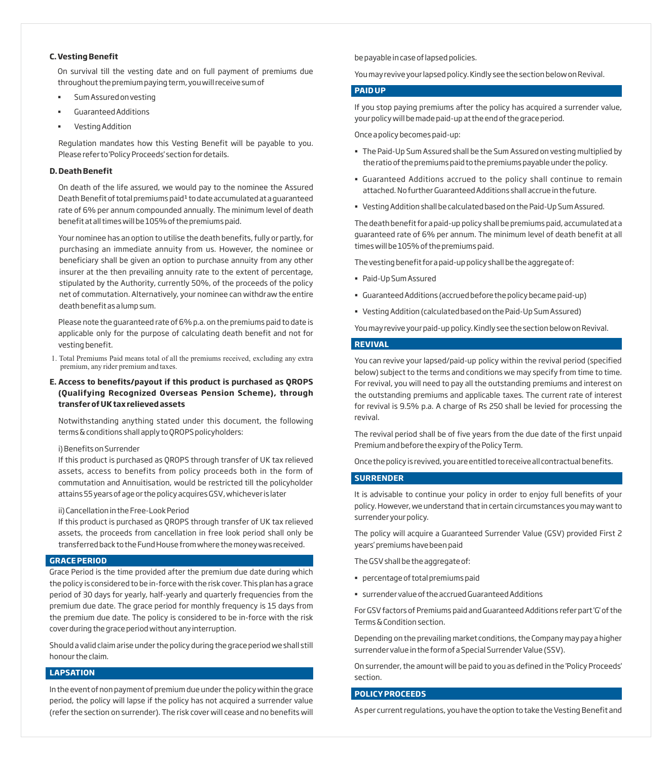### C. Vesting Benefit

On survival till the vesting date and on full payment of premiums due throughout the premium paying term, you will receive sum of

- Sum Assured on vesting
- Guaranteed Additions
- Vesting Addition

Regulation mandates how this Vesting Benefit will be payable to you. Please refer to 'Policy Proceeds' section for details.

### D. Death Benefit

On death of the life assured, we would pay to the nominee the Assured Death Benefit of total premiums paid[1] to date accumulated at a guaranteed rate of 6% per annum compounded annually. The minimum level of death benefit at all times will be 105% of the premiums paid.

Your nominee has an option to utilise the death benefits, fully or partly, for purchasing an immediate annuity from us. However, the nominee or beneficiary shall be given an option to purchase annuity from any other insurer at the then prevailing annuity rate to the extent of percentage, stipulated by the Authority, currently 50%, of the proceeds of the policy net of commutation. Alternatively, your nominee can withdraw the entire death benefit as a lump sum.

Please note the guaranteed rate of 6% p.a. on the premiums paid to date is applicable only for the purpose of calculating death benefit and not for vesting benefit.

1. Total Premiums Paid means total of all the premiums received, excluding any extra premium, any rider premium and taxes.

### E. Access to benefits/payout if this product is purchased as QROPS (Qualifying Recognized Overseas Pension Scheme), through transfer of UK tax relieved assets

Notwithstanding anything stated under this document, the following terms & conditions shall apply to QROPS policyholders:

i) Benefits on Surrender
If this product is purchased as QROPS through transfer of UK tax relieved assets, access to benefits from policy proceeds both in the form of commutation and Annuitisation, would be restricted till the policyholder attains 55 years of age or the policy acquires GSV, whichever is later

ii) Cancellation in the Free-Look Period
If this product is purchased as QROPS through transfer of UK tax relieved assets, the proceeds from cancellation in free look period shall only be transferred back to the Fund House from where the money was received.

## GRACE PERIOD

Grace Period is the time provided after the premium due date during which the policy is considered to be in-force with the risk cover. This plan has a grace period of 30 days for yearly, half-yearly and quarterly frequencies from the premium due date. The grace period for monthly frequency is 15 days from the premium due date. The policy is considered to be in-force with the risk cover during the grace period without any interruption.

Should a valid claim arise under the policy during the grace period we shall still honour the claim.

## LAPSATION

In the event of non payment of premium due under the policy within the grace period, the policy will lapse if the policy has not acquired a surrender value (refer the section on surrender). The risk cover will cease and no benefits will be payable in case of lapsed policies.

You may revive your lapsed policy. Kindly see the section below on Revival.

## PAID UP

If you stop paying premiums after the policy has acquired a surrender value, your policy will be made paid-up at the end of the grace period.

Once a policy becomes paid-up:

- The Paid-Up Sum Assured shall be the Sum Assured on vesting multiplied by the ratio of the premiums paid to the premiums payable under the policy.
- Guaranteed Additions accrued to the policy shall continue to remain attached. No further Guaranteed Additions shall accrue in the future.
- Vesting Addition shall be calculated based on the Paid-Up Sum Assured.

The death benefit for a paid-up policy shall be premiums paid, accumulated at a guaranteed rate of 6% per annum. The minimum level of death benefit at all times will be 105% of the premiums paid.

The vesting benefit for a paid-up policy shall be the aggregate of:

- Paid-Up Sum Assured
- Guaranteed Additions (accrued before the policy became paid-up)
- Vesting Addition (calculated based on the Paid-Up Sum Assured)

You may revive your paid-up policy. Kindly see the section below on Revival.

## REVIVAL

You can revive your lapsed/paid-up policy within the revival period (specified below) subject to the terms and conditions we may specify from time to time. For revival, you will need to pay all the outstanding premiums and interest on the outstanding premiums and applicable taxes. The current rate of interest for revival is 9.5% p.a. A charge of Rs 250 shall be levied for processing the revival.

The revival period shall be of five years from the due date of the first unpaid Premium and before the expiry of the Policy Term.

Once the policy is revived, you are entitled to receive all contractual benefits.

## SURRENDER

It is advisable to continue your policy in order to enjoy full benefits of your policy. However, we understand that in certain circumstances you may want to surrender your policy.

The policy will acquire a Guaranteed Surrender Value (GSV) provided First 2 years' premiums have been paid

The GSV shall be the aggregate of:

- percentage of total premiums paid
- surrender value of the accrued Guaranteed Additions

For GSV factors of Premiums paid and Guaranteed Additions refer part 'G' of the Terms & Condition section.

Depending on the prevailing market conditions, the Company may pay a higher surrender value in the form of a Special Surrender Value (SSV).

On surrender, the amount will be paid to you as defined in the 'Policy Proceeds' section.

## POLICY PROCEEDS

As per current regulations, you have the option to take the Vesting Benefit and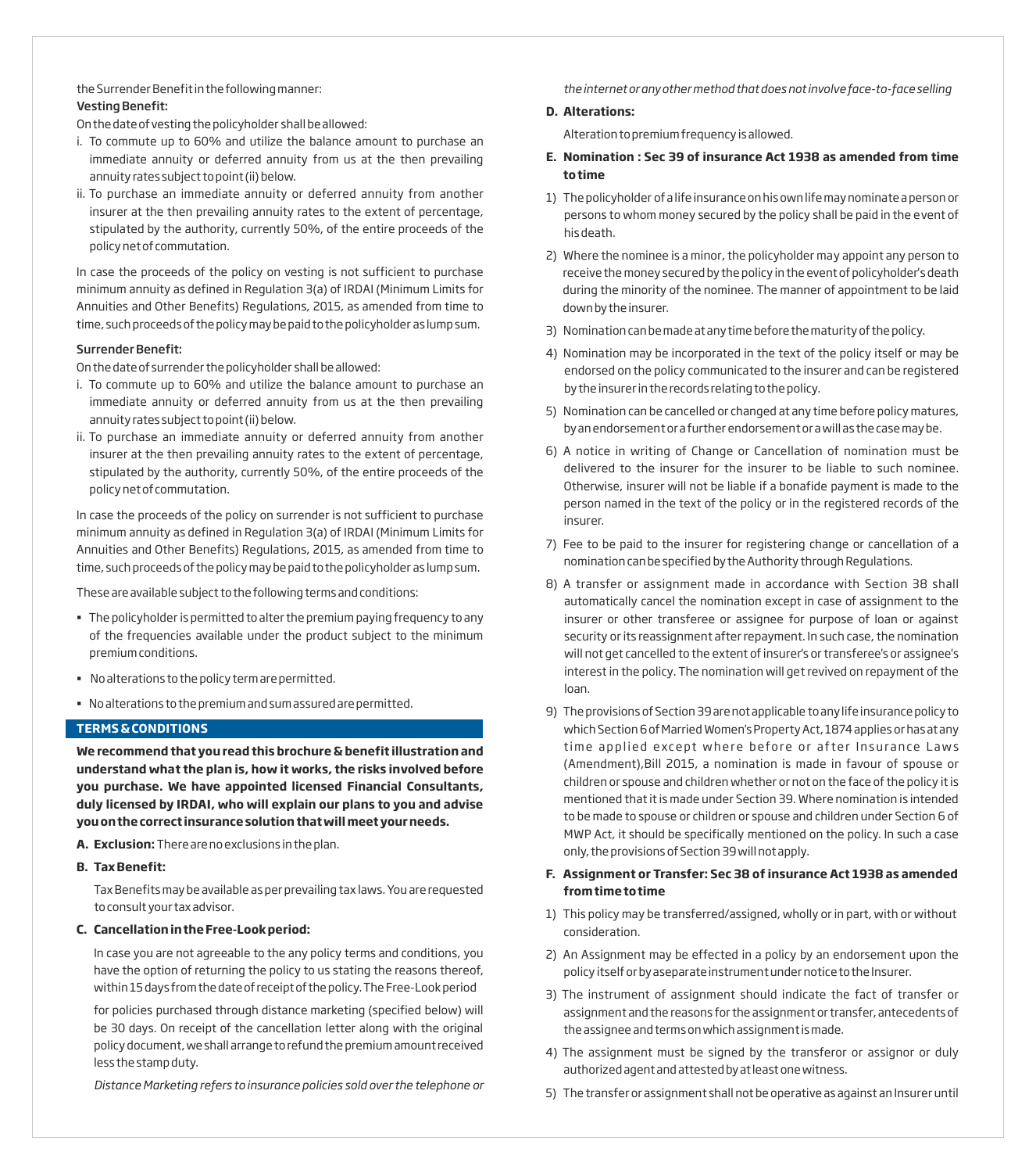the Surrender Benefit in the following manner:

**Vesting Benefit:**

On the date of vesting the policyholder shall be allowed:

i. To commute up to 60% and utilize the balance amount to purchase an immediate annuity or deferred annuity from us at the then prevailing annuity rates subject to point (ii) below.
ii. To purchase an immediate annuity or deferred annuity from another insurer at the then prevailing annuity rates to the extent of percentage, stipulated by the authority, currently 50%, of the entire proceeds of the policy net of commutation.

In case the proceeds of the policy on vesting is not sufficient to purchase minimum annuity as defined in Regulation 3(a) of IRDAI (Minimum Limits for Annuities and Other Benefits) Regulations, 2015, as amended from time to time, such proceeds of the policy may be paid to the policyholder as lump sum.

**Surrender Benefit:**

On the date of surrender the policyholder shall be allowed:

i. To commute up to 60% and utilize the balance amount to purchase an immediate annuity or deferred annuity from us at the then prevailing annuity rates subject to point (ii) below.
ii. To purchase an immediate annuity or deferred annuity from another insurer at the then prevailing annuity rates to the extent of percentage, stipulated by the authority, currently 50%, of the entire proceeds of the policy net of commutation.

In case the proceeds of the policy on surrender is not sufficient to purchase minimum annuity as defined in Regulation 3(a) of IRDAI (Minimum Limits for Annuities and Other Benefits) Regulations, 2015, as amended from time to time, such proceeds of the policy may be paid to the policyholder as lump sum.

These are available subject to the following terms and conditions:

- The policyholder is permitted to alter the premium paying frequency to any of the frequencies available under the product subject to the minimum premium conditions.
- No alterations to the policy term are permitted.
- No alterations to the premium and sum assured are permitted.

## TERMS & CONDITIONS

**We recommend that you read this brochure & benefit illustration and understand what the plan is, how it works, the risks involved before you purchase. We have appointed licensed Financial Consultants, duly licensed by IRDAI, who will explain our plans to you and advise you on the correct insurance solution that will meet your needs.**

**A. Exclusion:** There are no exclusions in the plan.

**B. Tax Benefit:**

Tax Benefits may be available as per prevailing tax laws. You are requested to consult your tax advisor.

**C. Cancellation in the Free-Look period:**

In case you are not agreeable to the any policy terms and conditions, you have the option of returning the policy to us stating the reasons thereof, within 15 days from the date of receipt of the policy. The Free-Look period for policies purchased through distance marketing (specified below) will be 30 days. On receipt of the cancellation letter along with the original policy document, we shall arrange to refund the premium amount received less the stamp duty.

*Distance Marketing refers to insurance policies sold over the telephone or the internet or any other method that does not involve face-to-face selling*

**D. Alterations:**

Alteration to premium frequency is allowed.

**E. Nomination : Sec 39 of insurance Act 1938 as amended from time to time**

1) The policyholder of a life insurance on his own life may nominate a person or persons to whom money secured by the policy shall be paid in the event of his death.
2) Where the nominee is a minor, the policyholder may appoint any person to receive the money secured by the policy in the event of policyholder's death during the minority of the nominee. The manner of appointment to be laid down by the insurer.
3) Nomination can be made at any time before the maturity of the policy.
4) Nomination may be incorporated in the text of the policy itself or may be endorsed on the policy communicated to the insurer and can be registered by the insurer in the records relating to the policy.
5) Nomination can be cancelled or changed at any time before policy matures, by an endorsement or a further endorsement or a will as the case may be.
6) A notice in writing of Change or Cancellation of nomination must be delivered to the insurer for the insurer to be liable to such nominee. Otherwise, insurer will not be liable if a bonafide payment is made to the person named in the text of the policy or in the registered records of the insurer.
7) Fee to be paid to the insurer for registering change or cancellation of a nomination can be specified by the Authority through Regulations.
8) A transfer or assignment made in accordance with Section 38 shall automatically cancel the nomination except in case of assignment to the insurer or other transferee or assignee for purpose of loan or against security or its reassignment after repayment. In such case, the nomination will not get cancelled to the extent of insurer's or transferee's or assignee's interest in the policy. The nomination will get revived on repayment of the loan.
9) The provisions of Section 39 are not applicable to any life insurance policy to which Section 6 of Married Women's Property Act, 1874 applies or has at any time applied except where before or after Insurance Laws (Amendment),Bill 2015, a nomination is made in favour of spouse or children or spouse and children whether or not on the face of the policy it is mentioned that it is made under Section 39. Where nomination is intended to be made to spouse or children or spouse and children under Section 6 of MWP Act, it should be specifically mentioned on the policy. In such a case only, the provisions of Section 39 will not apply.

**F. Assignment or Transfer: Sec 38 of insurance Act 1938 as amended from time to time**

1) This policy may be transferred/assigned, wholly or in part, with or without consideration.
2) An Assignment may be effected in a policy by an endorsement upon the policy itself or by a separate instrument under notice to the Insurer.
3) The instrument of assignment should indicate the fact of transfer or assignment and the reasons for the assignment or transfer, antecedents of the assignee and terms on which assignment is made.
4) The assignment must be signed by the transferor or assignor or duly authorized agent and attested by at least one witness.
5) The transfer or assignment shall not be operative as against an Insurer until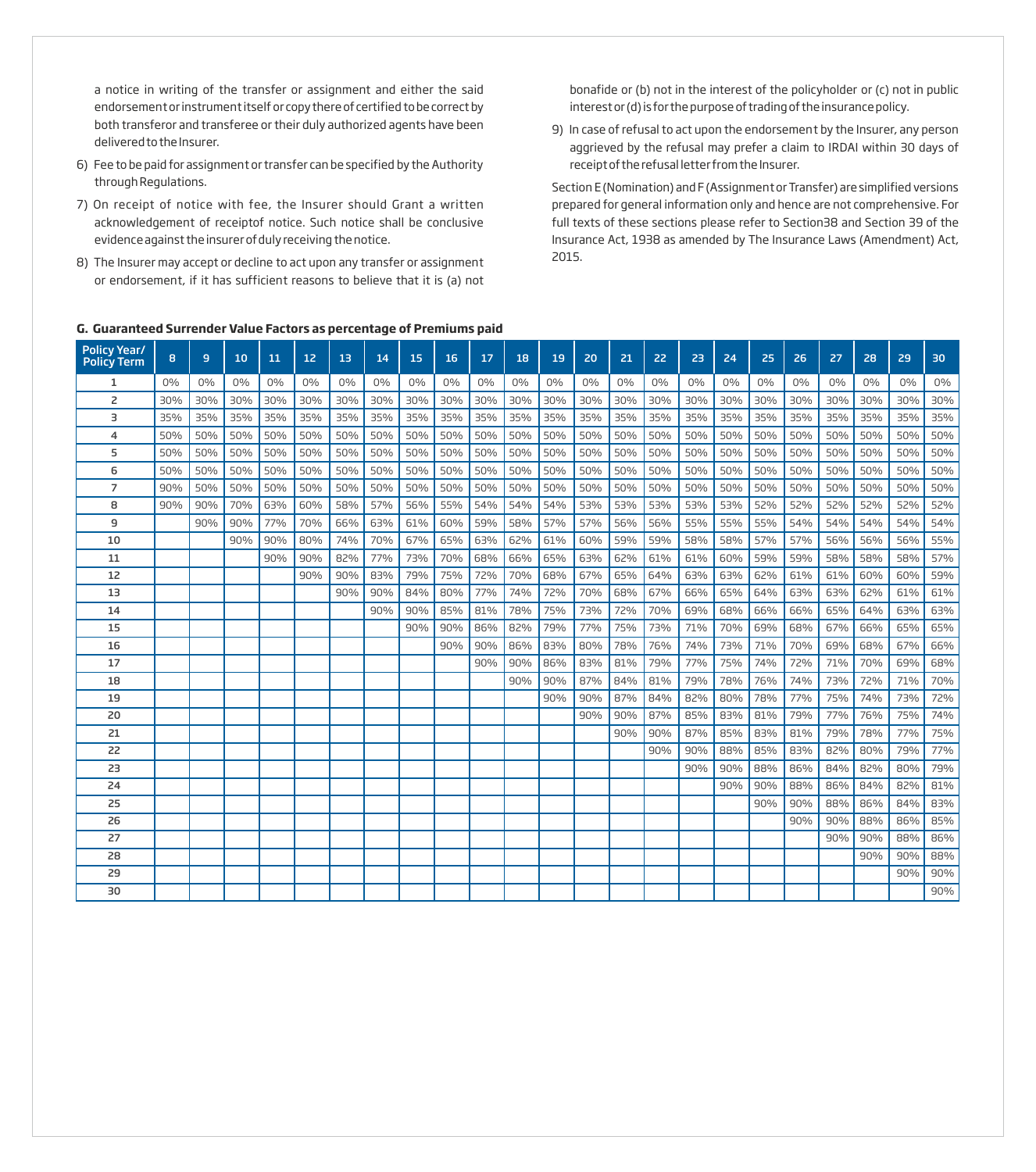a notice in writing of the transfer or assignment and either the said endorsement or instrument itself or copy there of certified to be correct by both transferor and transferee or their duly authorized agents have been delivered to the Insurer.

6) Fee to be paid for assignment or transfer can be specified by the Authority through Regulations.

7) On receipt of notice with fee, the Insurer should Grant a written acknowledgement of receiptof notice. Such notice shall be conclusive evidence against the insurer of duly receiving the notice.

8) The Insurer may accept or decline to act upon any transfer or assignment or endorsement, if it has sufficient reasons to believe that it is (a) not bonafide or (b) not in the interest of the policyholder or (c) not in public interest or (d) is for the purpose of trading of the insurance policy.

9) In case of refusal to act upon the endorsement by the Insurer, any person aggrieved by the refusal may prefer a claim to IRDAI within 30 days of receipt of the refusal letter from the Insurer.

Section E (Nomination) and F (Assignment or Transfer) are simplified versions prepared for general information only and hence are not comprehensive. For full texts of these sections please refer to Section38 and Section 39 of the Insurance Act, 1938 as amended by The Insurance Laws (Amendment) Act, 2015.

## G. Guaranteed Surrender Value Factors as percentage of Premiums paid

| Policy Year/ Policy Term | 8 | 9 | 10 | 11 | 12 | 13 | 14 | 15 | 16 | 17 | 18 | 19 | 20 | 21 | 22 | 23 | 24 | 25 | 26 | 27 | 28 | 29 | 30 |
|---|---|---|---|---|---|---|---|---|---|---|---|---|---|---|---|---|---|---|---|---|---|---|---|
| 1 | 0% | 0% | 0% | 0% | 0% | 0% | 0% | 0% | 0% | 0% | 0% | 0% | 0% | 0% | 0% | 0% | 0% | 0% | 0% | 0% | 0% | 0% | 0% |
| 2 | 30% | 30% | 30% | 30% | 30% | 30% | 30% | 30% | 30% | 30% | 30% | 30% | 30% | 30% | 30% | 30% | 30% | 30% | 30% | 30% | 30% | 30% | 30% |
| 3 | 35% | 35% | 35% | 35% | 35% | 35% | 35% | 35% | 35% | 35% | 35% | 35% | 35% | 35% | 35% | 35% | 35% | 35% | 35% | 35% | 35% | 35% | 35% |
| 4 | 50% | 50% | 50% | 50% | 50% | 50% | 50% | 50% | 50% | 50% | 50% | 50% | 50% | 50% | 50% | 50% | 50% | 50% | 50% | 50% | 50% | 50% | 50% |
| 5 | 50% | 50% | 50% | 50% | 50% | 50% | 50% | 50% | 50% | 50% | 50% | 50% | 50% | 50% | 50% | 50% | 50% | 50% | 50% | 50% | 50% | 50% | 50% |
| 6 | 50% | 50% | 50% | 50% | 50% | 50% | 50% | 50% | 50% | 50% | 50% | 50% | 50% | 50% | 50% | 50% | 50% | 50% | 50% | 50% | 50% | 50% | 50% |
| 7 | 90% | 50% | 50% | 50% | 50% | 50% | 50% | 50% | 50% | 50% | 50% | 50% | 50% | 50% | 50% | 50% | 50% | 50% | 50% | 50% | 50% | 50% | 50% |
| 8 | 90% | 90% | 70% | 63% | 60% | 58% | 57% | 56% | 55% | 54% | 54% | 54% | 53% | 53% | 53% | 53% | 53% | 52% | 52% | 52% | 52% | 52% | 52% |
| 9 | | 90% | 90% | 77% | 70% | 66% | 63% | 61% | 60% | 59% | 58% | 57% | 57% | 56% | 56% | 55% | 55% | 55% | 54% | 54% | 54% | 54% | 54% |
| 10 | | | 90% | 90% | 80% | 74% | 70% | 67% | 65% | 63% | 62% | 61% | 60% | 59% | 59% | 58% | 58% | 57% | 57% | 56% | 56% | 56% | 55% |
| 11 | | | | 90% | 90% | 82% | 77% | 73% | 70% | 68% | 66% | 65% | 63% | 62% | 61% | 61% | 60% | 59% | 59% | 58% | 58% | 58% | 57% |
| 12 | | | | | 90% | 90% | 83% | 79% | 75% | 72% | 70% | 68% | 67% | 65% | 64% | 63% | 63% | 62% | 61% | 61% | 60% | 60% | 59% |
| 13 | | | | | | 90% | 90% | 84% | 80% | 77% | 74% | 72% | 70% | 68% | 67% | 66% | 65% | 64% | 63% | 63% | 62% | 61% | 61% |
| 14 | | | | | | | 90% | 90% | 85% | 81% | 78% | 75% | 73% | 72% | 70% | 69% | 68% | 66% | 66% | 65% | 64% | 63% | 63% |
| 15 | | | | | | | | 90% | 90% | 86% | 82% | 79% | 77% | 75% | 73% | 71% | 70% | 69% | 68% | 67% | 66% | 65% | 65% |
| 16 | | | | | | | | | 90% | 90% | 86% | 83% | 80% | 78% | 76% | 74% | 73% | 71% | 70% | 69% | 68% | 67% | 66% |
| 17 | | | | | | | | | | 90% | 90% | 86% | 83% | 81% | 79% | 77% | 75% | 74% | 72% | 71% | 70% | 69% | 68% |
| 18 | | | | | | | | | | | 90% | 90% | 87% | 84% | 81% | 79% | 78% | 76% | 74% | 73% | 72% | 71% | 70% |
| 19 | | | | | | | | | | | | 90% | 90% | 87% | 84% | 82% | 80% | 78% | 77% | 75% | 74% | 73% | 72% |
| 20 | | | | | | | | | | | | | 90% | 90% | 87% | 85% | 83% | 81% | 79% | 77% | 76% | 75% | 74% |
| 21 | | | | | | | | | | | | | | 90% | 90% | 87% | 85% | 83% | 81% | 79% | 78% | 77% | 75% |
| 22 | | | | | | | | | | | | | | | 90% | 90% | 88% | 85% | 83% | 82% | 80% | 79% | 77% |
| 23 | | | | | | | | | | | | | | | | 90% | 90% | 88% | 86% | 84% | 82% | 80% | 79% |
| 24 | | | | | | | | | | | | | | | | | 90% | 90% | 88% | 86% | 84% | 82% | 81% |
| 25 | | | | | | | | | | | | | | | | | | 90% | 90% | 88% | 86% | 84% | 83% |
| 26 | | | | | | | | | | | | | | | | | | | 90% | 90% | 88% | 86% | 85% |
| 27 | | | | | | | | | | | | | | | | | | | | 90% | 90% | 88% | 86% |
| 28 | | | | | | | | | | | | | | | | | | | | | 90% | 90% | 88% |
| 29 | | | | | | | | | | | | | | | | | | | | | | 90% | 90% |
| 30 | | | | | | | | | | | | | | | | | | | | | | | 90% |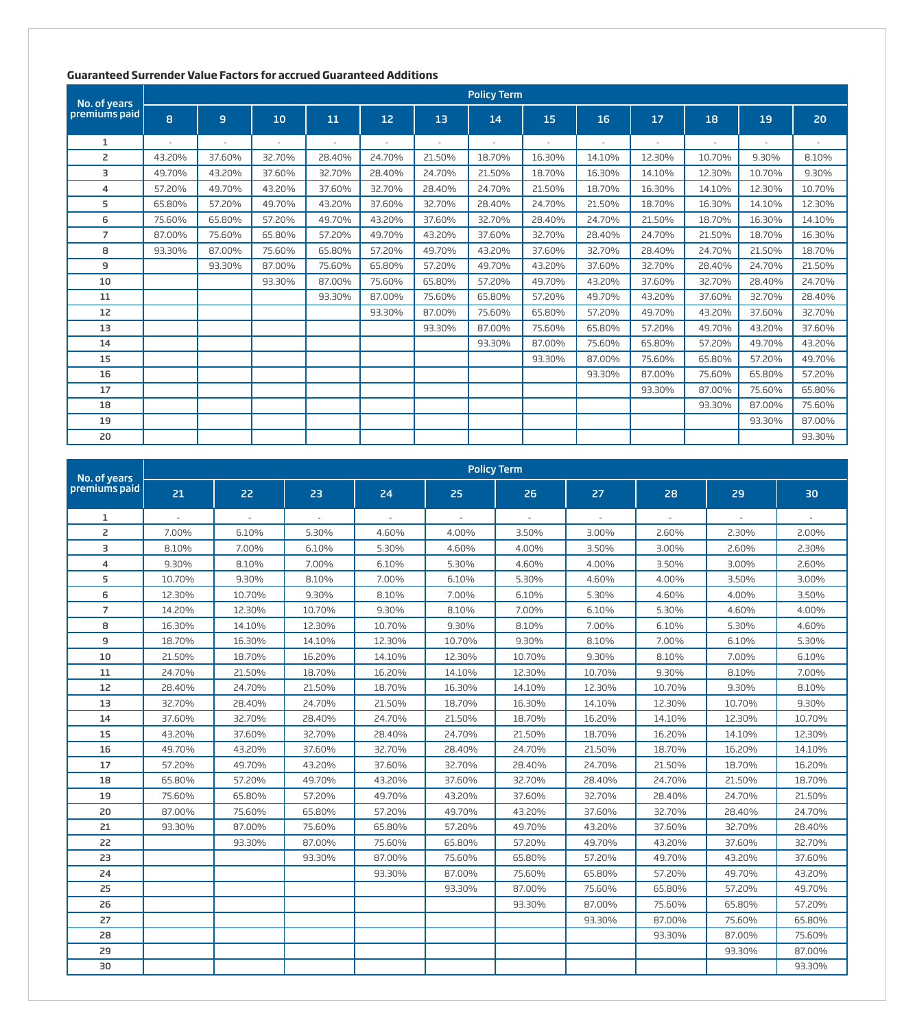**Guaranteed Surrender Value Factors for accrued Guaranteed Additions**

| No. of years premiums paid | Policy Term | | | | | | | | | | | | |
|---|---|---|---|---|---|---|---|---|---|---|---|---|---|
| | 8 | 9 | 10 | 11 | 12 | 13 | 14 | 15 | 16 | 17 | 18 | 19 | 20 |
| 1 | - | - | - | - | - | - | - | - | - | - | - | - | - |
| 2 | 43.20% | 37.60% | 32.70% | 28.40% | 24.70% | 21.50% | 18.70% | 16.30% | 14.10% | 12.30% | 10.70% | 9.30% | 8.10% |
| 3 | 49.70% | 43.20% | 37.60% | 32.70% | 28.40% | 24.70% | 21.50% | 18.70% | 16.30% | 14.10% | 12.30% | 10.70% | 9.30% |
| 4 | 57.20% | 49.70% | 43.20% | 37.60% | 32.70% | 28.40% | 24.70% | 21.50% | 18.70% | 16.30% | 14.10% | 12.30% | 10.70% |
| 5 | 65.80% | 57.20% | 49.70% | 43.20% | 37.60% | 32.70% | 28.40% | 24.70% | 21.50% | 18.70% | 16.30% | 14.10% | 12.30% |
| 6 | 75.60% | 65.80% | 57.20% | 49.70% | 43.20% | 37.60% | 32.70% | 28.40% | 24.70% | 21.50% | 18.70% | 16.30% | 14.10% |
| 7 | 87.00% | 75.60% | 65.80% | 57.20% | 49.70% | 43.20% | 37.60% | 32.70% | 28.40% | 24.70% | 21.50% | 18.70% | 16.30% |
| 8 | 93.30% | 87.00% | 75.60% | 65.80% | 57.20% | 49.70% | 43.20% | 37.60% | 32.70% | 28.40% | 24.70% | 21.50% | 18.70% |
| 9 | | 93.30% | 87.00% | 75.60% | 65.80% | 57.20% | 49.70% | 43.20% | 37.60% | 32.70% | 28.40% | 24.70% | 21.50% |
| 10 | | | 93.30% | 87.00% | 75.60% | 65.80% | 57.20% | 49.70% | 43.20% | 37.60% | 32.70% | 28.40% | 24.70% |
| 11 | | | | 93.30% | 87.00% | 75.60% | 65.80% | 57.20% | 49.70% | 43.20% | 37.60% | 32.70% | 28.40% |
| 12 | | | | | 93.30% | 87.00% | 75.60% | 65.80% | 57.20% | 49.70% | 43.20% | 37.60% | 32.70% |
| 13 | | | | | | 93.30% | 87.00% | 75.60% | 65.80% | 57.20% | 49.70% | 43.20% | 37.60% |
| 14 | | | | | | | 93.30% | 87.00% | 75.60% | 65.80% | 57.20% | 49.70% | 43.20% |
| 15 | | | | | | | | 93.30% | 87.00% | 75.60% | 65.80% | 57.20% | 49.70% |
| 16 | | | | | | | | | 93.30% | 87.00% | 75.60% | 65.80% | 57.20% |
| 17 | | | | | | | | | | 93.30% | 87.00% | 75.60% | 65.80% |
| 18 | | | | | | | | | | | 93.30% | 87.00% | 75.60% |
| 19 | | | | | | | | | | | | 93.30% | 87.00% |
| 20 | | | | | | | | | | | | | 93.30% |

| No. of years premiums paid | Policy Term | | | | | | | | | |
|---|---|---|---|---|---|---|---|---|---|---|
| | 21 | 22 | 23 | 24 | 25 | 26 | 27 | 28 | 29 | 30 |
| 1 | - | - | - | - | - | - | - | - | - | - |
| 2 | 7.00% | 6.10% | 5.30% | 4.60% | 4.00% | 3.50% | 3.00% | 2.60% | 2.30% | 2.00% |
| 3 | 8.10% | 7.00% | 6.10% | 5.30% | 4.60% | 4.00% | 3.50% | 3.00% | 2.60% | 2.30% |
| 4 | 9.30% | 8.10% | 7.00% | 6.10% | 5.30% | 4.60% | 4.00% | 3.50% | 3.00% | 2.60% |
| 5 | 10.70% | 9.30% | 8.10% | 7.00% | 6.10% | 5.30% | 4.60% | 4.00% | 3.50% | 3.00% |
| 6 | 12.30% | 10.70% | 9.30% | 8.10% | 7.00% | 6.10% | 5.30% | 4.60% | 4.00% | 3.50% |
| 7 | 14.20% | 12.30% | 10.70% | 9.30% | 8.10% | 7.00% | 6.10% | 5.30% | 4.60% | 4.00% |
| 8 | 16.30% | 14.10% | 12.30% | 10.70% | 9.30% | 8.10% | 7.00% | 6.10% | 5.30% | 4.60% |
| 9 | 18.70% | 16.30% | 14.10% | 12.30% | 10.70% | 9.30% | 8.10% | 7.00% | 6.10% | 5.30% |
| 10 | 21.50% | 18.70% | 16.20% | 14.10% | 12.30% | 10.70% | 9.30% | 8.10% | 7.00% | 6.10% |
| 11 | 24.70% | 21.50% | 18.70% | 16.20% | 14.10% | 12.30% | 10.70% | 9.30% | 8.10% | 7.00% |
| 12 | 28.40% | 24.70% | 21.50% | 18.70% | 16.30% | 14.10% | 12.30% | 10.70% | 9.30% | 8.10% |
| 13 | 32.70% | 28.40% | 24.70% | 21.50% | 18.70% | 16.30% | 14.10% | 12.30% | 10.70% | 9.30% |
| 14 | 37.60% | 32.70% | 28.40% | 24.70% | 21.50% | 18.70% | 16.20% | 14.10% | 12.30% | 10.70% |
| 15 | 43.20% | 37.60% | 32.70% | 28.40% | 24.70% | 21.50% | 18.70% | 16.20% | 14.10% | 12.30% |
| 16 | 49.70% | 43.20% | 37.60% | 32.70% | 28.40% | 24.70% | 21.50% | 18.70% | 16.20% | 14.10% |
| 17 | 57.20% | 49.70% | 43.20% | 37.60% | 32.70% | 28.40% | 24.70% | 21.50% | 18.70% | 16.20% |
| 18 | 65.80% | 57.20% | 49.70% | 43.20% | 37.60% | 32.70% | 28.40% | 24.70% | 21.50% | 18.70% |
| 19 | 75.60% | 65.80% | 57.20% | 49.70% | 43.20% | 37.60% | 32.70% | 28.40% | 24.70% | 21.50% |
| 20 | 87.00% | 75.60% | 65.80% | 57.20% | 49.70% | 43.20% | 37.60% | 32.70% | 28.40% | 24.70% |
| 21 | 93.30% | 87.00% | 75.60% | 65.80% | 57.20% | 49.70% | 43.20% | 37.60% | 32.70% | 28.40% |
| 22 | | 93.30% | 87.00% | 75.60% | 65.80% | 57.20% | 49.70% | 43.20% | 37.60% | 32.70% |
| 23 | | | 93.30% | 87.00% | 75.60% | 65.80% | 57.20% | 49.70% | 43.20% | 37.60% |
| 24 | | | | 93.30% | 87.00% | 75.60% | 65.80% | 57.20% | 49.70% | 43.20% |
| 25 | | | | | 93.30% | 87.00% | 75.60% | 65.80% | 57.20% | 49.70% |
| 26 | | | | | | 93.30% | 87.00% | 75.60% | 65.80% | 57.20% |
| 27 | | | | | | | 93.30% | 87.00% | 75.60% | 65.80% |
| 28 | | | | | | | | 93.30% | 87.00% | 75.60% |
| 29 | | | | | | | | | 93.30% | 87.00% |
| 30 | | | | | | | | | | 93.30% |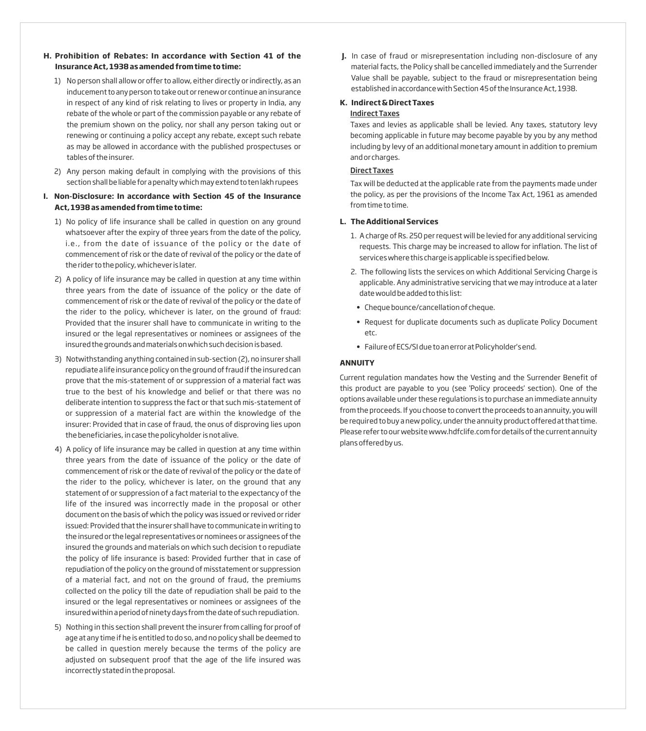**H. Prohibition of Rebates: In accordance with Section 41 of the Insurance Act, 1938 as amended from time to time:**

1) No person shall allow or offer to allow, either directly or indirectly, as an inducement to any person to take out or renew or continue an insurance in respect of any kind of risk relating to lives or property in India, any rebate of the whole or part of the commission payable or any rebate of the premium shown on the policy, nor shall any person taking out or renewing or continuing a policy accept any rebate, except such rebate as may be allowed in accordance with the published prospectuses or tables of the insurer.

2) Any person making default in complying with the provisions of this section shall be liable for a penalty which may extend to ten lakh rupees

**I. Non-Disclosure: In accordance with Section 45 of the Insurance Act, 1938 as amended from time to time:**

1) No policy of life insurance shall be called in question on any ground whatsoever after the expiry of three years from the date of the policy, i.e., from the date of issuance of the policy or the date of commencement of risk or the date of revival of the policy or the date of the rider to the policy, whichever is later.

2) A policy of life insurance may be called in question at any time within three years from the date of issuance of the policy or the date of commencement of risk or the date of revival of the policy or the date of the rider to the policy, whichever is later, on the ground of fraud: Provided that the insurer shall have to communicate in writing to the insured or the legal representatives or nominees or assignees of the insured the grounds and materials on which such decision is based.

3) Notwithstanding anything contained in sub-section (2), no insurer shall repudiate a life insurance policy on the ground of fraud if the insured can prove that the mis-statement of or suppression of a material fact was true to the best of his knowledge and belief or that there was no deliberate intention to suppress the fact or that such mis-statement of or suppression of a material fact are within the knowledge of the insurer: Provided that in case of fraud, the onus of disproving lies upon the beneficiaries, in case the policyholder is not alive.

4) A policy of life insurance may be called in question at any time within three years from the date of issuance of the policy or the date of commencement of risk or the date of revival of the policy or the date of the rider to the policy, whichever is later, on the ground that any statement of or suppression of a fact material to the expectancy of the life of the insured was incorrectly made in the proposal or other document on the basis of which the policy was issued or revived or rider issued: Provided that the insurer shall have to communicate in writing to the insured or the legal representatives or nominees or assignees of the insured the grounds and materials on which such decision t o repudiate the policy of life insurance is based: Provided further that in case of repudiation of the policy on the ground of misstatement or suppression of a material fact, and not on the ground of fraud, the premiums collected on the policy till the date of repudiation shall be paid to the insured or the legal representatives or nominees or assignees of the insured within a period of ninety days from the date of such repudiation.

5) Nothing in this section shall prevent the insurer from calling for proof of age at any time if he is entitled to do so, and no policy shall be deemed to be called in question merely because the terms of the policy are adjusted on subsequent proof that the age of the life insured was incorrectly stated in the proposal.

**J.** In case of fraud or misrepresentation including non-disclosure of any material facts, the Policy shall be cancelled immediately and the Surrender Value shall be payable, subject to the fraud or misrepresentation being established in accordance with Section 45 of the Insurance Act, 1938.

**K. Indirect & Direct Taxes**

Indirect Taxes

Taxes and levies as applicable shall be levied. Any taxes, statutory levy becoming applicable in future may become payable by you by any method including by levy of an additional monetary amount in addition to premium and or charges.

Direct Taxes

Tax will be deducted at the applicable rate from the payments made under the policy, as per the provisions of the Income Tax Act, 1961 as amended from time to time.

**L. The Additional Services**

1. A charge of Rs. 250 per request will be levied for any additional servicing requests. This charge may be increased to allow for inflation. The list of services where this charge is applicable is specified below.
2. The following lists the services on which Additional Servicing Charge is applicable. Any administrative servicing that we may introduce at a later date would be added to this list:
   - Cheque bounce/cancellation of cheque.
   - Request for duplicate documents such as duplicate Policy Document etc.
   - Failure of ECS/SI due to an error at Policyholder's end.

**ANNUITY**

Current regulation mandates how the Vesting and the Surrender Benefit of this product are payable to you (see 'Policy proceeds' section). One of the options available under these regulations is to purchase an immediate annuity from the proceeds. If you choose to convert the proceeds to an annuity, you will be required to buy a new policy, under the annuity product offered at that time. Please refer to our website www.hdfclife.com for details of the current annuity plans offered by us.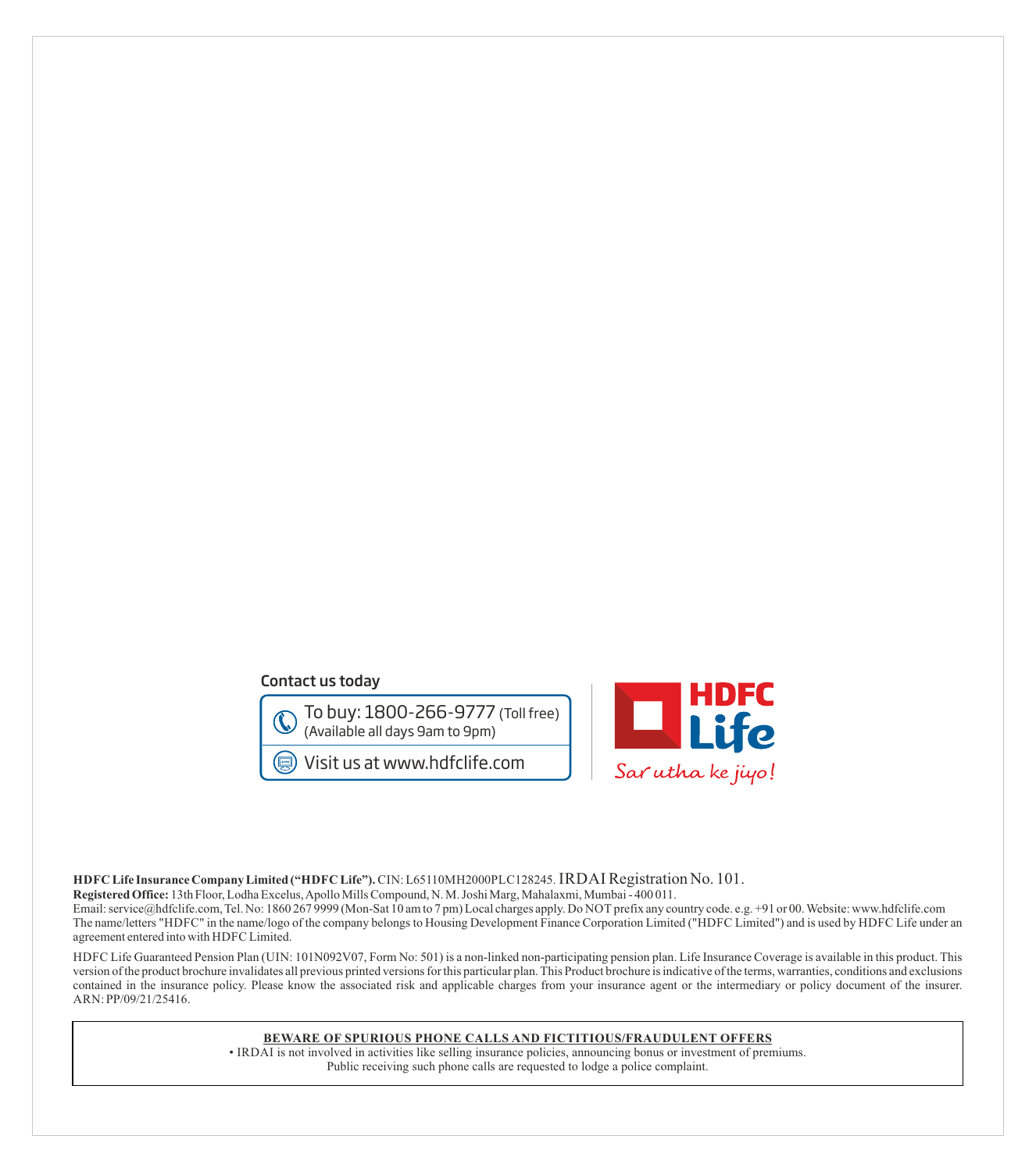Contact us today

To buy: 1800-266-9777 (Toll free)
(Available all days 9am to 9pm)

Visit us at www.hdfclife.com

HDFC Life

*Sar utha ke jiyo!*

**HDFC Life Insurance Company Limited ("HDFC Life").** CIN: L65110MH2000PLC128245. IRDAI Registration No. 101.
**Registered Office:** 13th Floor, Lodha Excelus, Apollo Mills Compound, N. M. Joshi Marg, Mahalaxmi, Mumbai - 400 011.
Email: service@hdfclife.com, Tel. No: 1860 267 9999 (Mon-Sat 10 am to 7 pm) Local charges apply. Do NOT prefix any country code. e.g. +91 or 00. Website: www.hdfclife.com
The name/letters "HDFC" in the name/logo of the company belongs to Housing Development Finance Corporation Limited ("HDFC Limited") and is used by HDFC Life under an agreement entered into with HDFC Limited.

HDFC Life Guaranteed Pension Plan (UIN: 101N092V07, Form No: 501) is a non-linked non-participating pension plan. Life Insurance Coverage is available in this product. This version of the product brochure invalidates all previous printed versions for this particular plan. This Product brochure is indicative of the terms, warranties, conditions and exclusions contained in the insurance policy. Please know the associated risk and applicable charges from your insurance agent or the intermediary or policy document of the insurer. ARN: PP/09/21/25416.

**BEWARE OF SPURIOUS PHONE CALLS AND FICTITIOUS/FRAUDULENT OFFERS**

• IRDAI is not involved in activities like selling insurance policies, announcing bonus or investment of premiums.
Public receiving such phone calls are requested to lodge a police complaint.